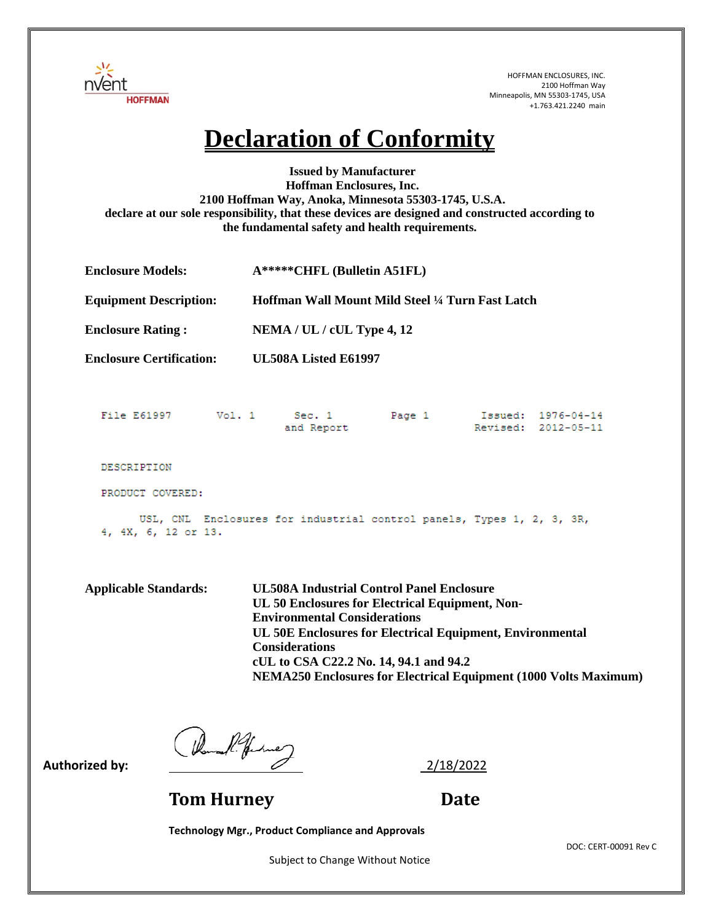HOFFMAN ENCLOSURES, INC.
2100 Hoffman Way
Minneapolis, MN 55303-1745, USA
+1.763.421.2240 main

# Declaration of Conformity

**Issued by Manufacturer**
**Hoffman Enclosures, Inc.**
**2100 Hoffman Way, Anoka, Minnesota 55303-1745, U.S.A.**
**declare at our sole responsibility, that these devices are designed and constructed according to the fundamental safety and health requirements.**

**Enclosure Models:** **A*****CHFL (Bulletin A51FL)**

**Equipment Description:** **Hoffman Wall Mount Mild Steel ¼ Turn Fast Latch**

**Enclosure Rating :** **NEMA / UL / cUL Type 4, 12**

**Enclosure Certification:** **UL508A Listed E61997**

```
File E61997     Vol. 1     Sec. 1        Page 1       Issued:  1976-04-14
                           and Report                 Revised: 2012-05-11

DESCRIPTION

PRODUCT COVERED:

     USL, CNL  Enclosures for industrial control panels, Types 1, 2, 3, 3R,
4, 4X, 6, 12 or 13.
```

**Applicable Standards:**
**UL508A Industrial Control Panel Enclosure**
**UL 50 Enclosures for Electrical Equipment, Non-Environmental Considerations**
**UL 50E Enclosures for Electrical Equipment, Environmental Considerations**
**cUL to CSA C22.2 No. 14, 94.1 and 94.2**
**NEMA250 Enclosures for Electrical Equipment (1000 Volts Maximum)**

**Authorized by:** 2/18/2022

**Tom Hurney** **Date**

**Technology Mgr., Product Compliance and Approvals**

DOC: CERT-00091 Rev C

Subject to Change Without Notice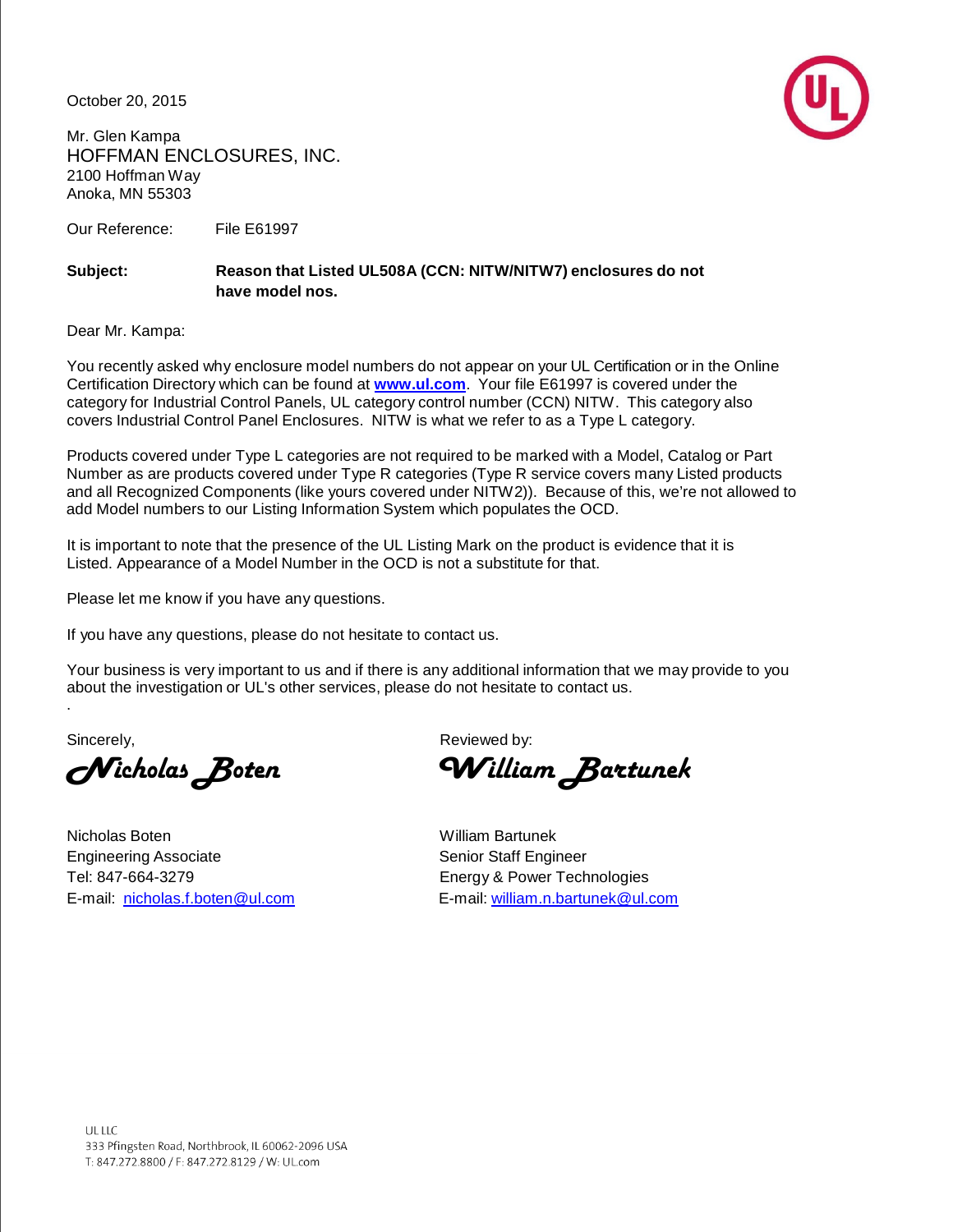October 20, 2015

Mr. Glen Kampa
HOFFMAN ENCLOSURES, INC.
2100 Hoffman Way
Anoka, MN 55303

Our Reference: File E61997

**Subject: Reason that Listed UL508A (CCN: NITW/NITW7) enclosures do not have model nos.**

Dear Mr. Kampa:

You recently asked why enclosure model numbers do not appear on your UL Certification or in the Online Certification Directory which can be found at **www.ul.com**. Your file E61997 is covered under the category for Industrial Control Panels, UL category control number (CCN) NITW. This category also covers Industrial Control Panel Enclosures. NITW is what we refer to as a Type L category.

Products covered under Type L categories are not required to be marked with a Model, Catalog or Part Number as are products covered under Type R categories (Type R service covers many Listed products and all Recognized Components (like yours covered under NITW2)). Because of this, we're not allowed to add Model numbers to our Listing Information System which populates the OCD.

It is important to note that the presence of the UL Listing Mark on the product is evidence that it is Listed. Appearance of a Model Number in the OCD is not a substitute for that.

Please let me know if you have any questions.

If you have any questions, please do not hesitate to contact us.

Your business is very important to us and if there is any additional information that we may provide to you about the investigation or UL's other services, please do not hesitate to contact us.

.

Sincerely,

*Nicholas Boten*

Nicholas Boten
Engineering Associate
Tel: 847-664-3279
E-mail: nicholas.f.boten@ul.com

Reviewed by:

*William Bartunek*

William Bartunek
Senior Staff Engineer
Energy & Power Technologies
E-mail: william.n.bartunek@ul.com

UL LLC
333 Pfingsten Road, Northbrook, IL 60062-2096 USA
T: 847.272.8800 / F: 847.272.8129 / W: UL.com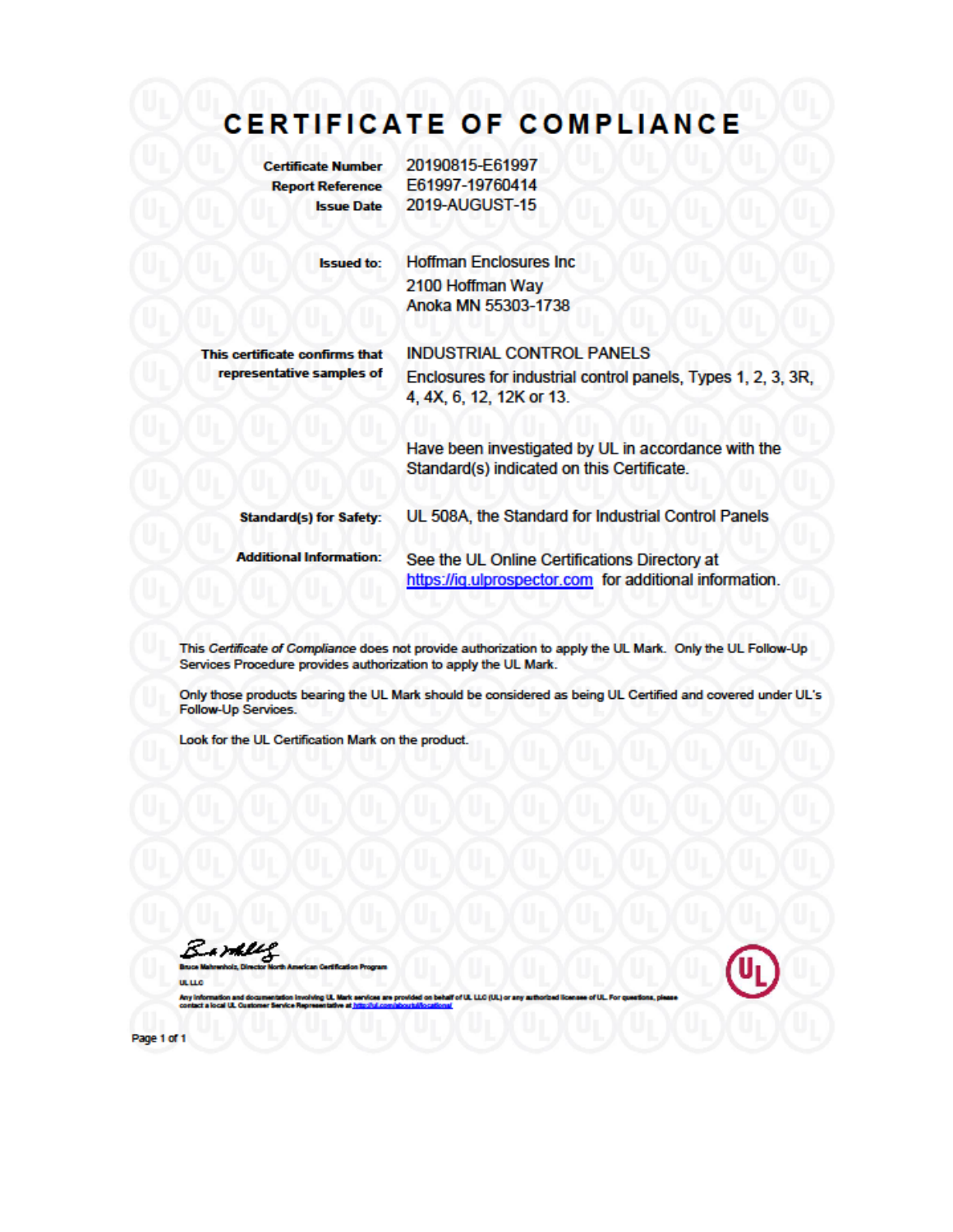# CERTIFICATE OF COMPLIANCE

| | |
|---|---|
| **Certificate Number** | 20190815-E61997 |
| **Report Reference** | E61997-19760414 |
| **Issue Date** | 2019-AUGUST-15 |
| **Issued to:** | Hoffman Enclosures Inc<br>2100 Hoffman Way<br>Anoka MN 55303-1738 |
| **This certificate confirms that representative samples of** | INDUSTRIAL CONTROL PANELS<br>Enclosures for industrial control panels, Types 1, 2, 3, 3R, 4, 4X, 6, 12, 12K or 13.<br><br>Have been investigated by UL in accordance with the Standard(s) indicated on this Certificate. |
| **Standard(s) for Safety:** | UL 508A, the Standard for Industrial Control Panels |
| **Additional Information:** | See the UL Online Certifications Directory at https://iq.ulprospector.com for additional information. |

This *Certificate of Compliance* does not provide authorization to apply the UL Mark. Only the UL Follow-Up Services Procedure provides authorization to apply the UL Mark.

Only those products bearing the UL Mark should be considered as being UL Certified and covered under UL's Follow-Up Services.

Look for the UL Certification Mark on the product.

Bruce Mahrenholz, Director North American Certification Program

UL LLC

Any information and documentation involving UL Mark services are provided on behalf of UL LLC (UL) or any authorized licensee of UL. For questions, please contact a local UL Customer Service Representative at http://ul.com/aboutul/locations/